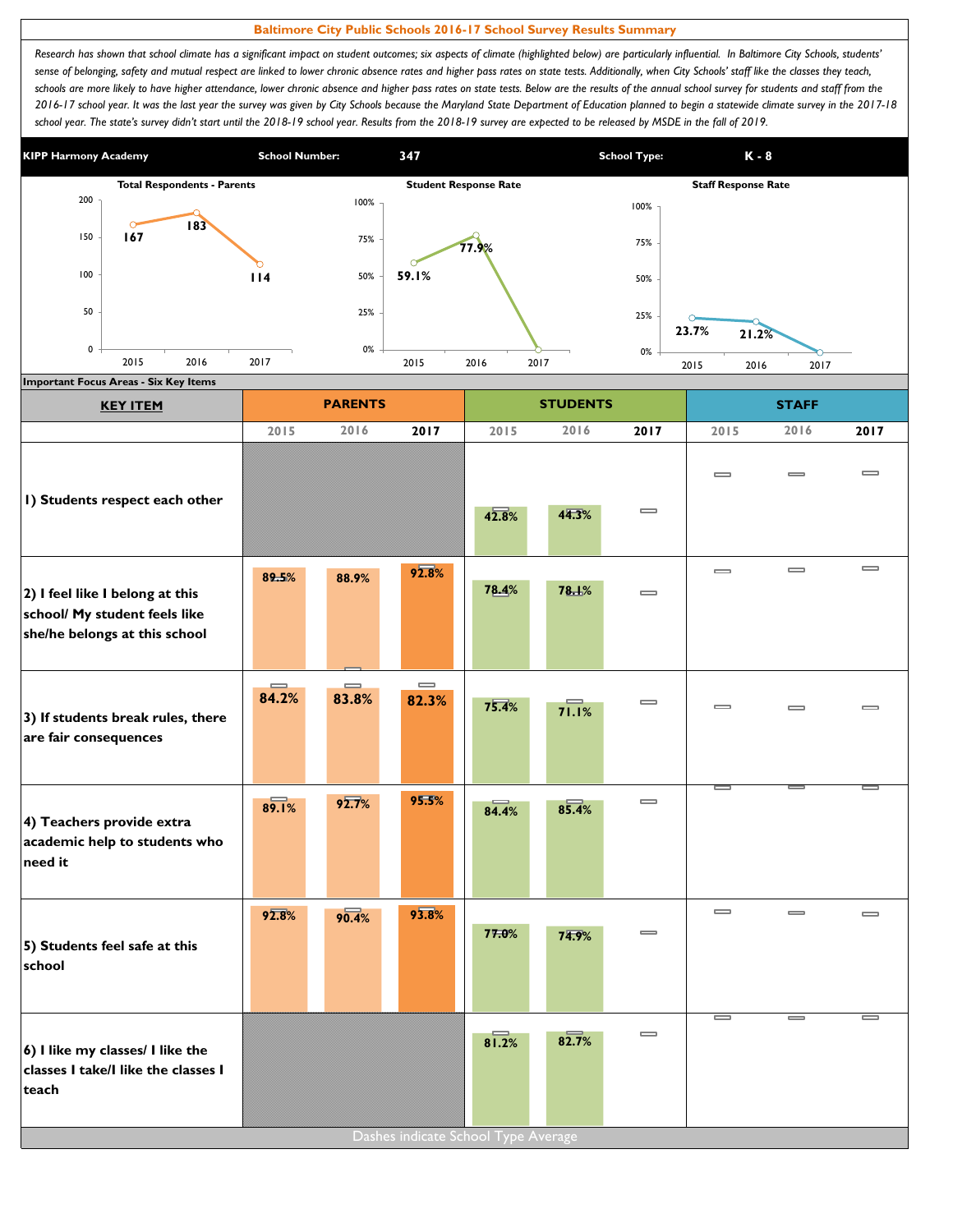# Baltimore City Public Schools 2016-17 School Survey Results Summary

*Research has shown that school climate has a significant impact on student outcomes; six aspects of climate (highlighted below) are particularly influential. In Baltimore City Schools, students' sense of belonging, safety and mutual respect are linked to lower chronic absence rates and higher pass rates on state tests. Additionally, when City Schools' staff like the classes they teach, schools are more likely to have higher attendance, lower chronic absence and higher pass rates on state tests. Below are the results of the annual school survey for students and staff from the 2016-17 school year. It was the last year the survey was given by City Schools because the Maryland State Department of Education planned to begin a statewide climate survey in the 2017-18 school year. The state's survey didn't start until the 2018-19 school year. Results from the 2018-19 survey are expected to be released by MSDE in the fall of 2019.*

**KIPP Harmony Academy** | **School Number:** 347 | **School Type:** K - 8

| | 2015 | 2016 | 2017 |
|---|---|---|---|
| Total Respondents - Parents | 167 | 183 | 114 |
| Student Response Rate | 59.1% | 77.9% | |
| Staff Response Rate | 23.7% | 21.2% | |

**Important Focus Areas - Six Key Items**

| KEY ITEM | PARENTS 2015 | PARENTS 2016 | PARENTS 2017 | STUDENTS 2015 | STUDENTS 2016 | STUDENTS 2017 | STAFF 2015 | STAFF 2016 | STAFF 2017 |
|---|---|---|---|---|---|---|---|---|---|
| 1) Students respect each other | | | | 42.8% | 44.3% | | | | |
| 2) I feel like I belong at this school/ My student feels like she/he belongs at this school | 89.5% | 88.9% | 92.8% | 78.4% | 78.1% | | | | |
| 3) If students break rules, there are fair consequences | 84.2% | 83.8% | 82.3% | 75.4% | 71.1% | | | | |
| 4) Teachers provide extra academic help to students who need it | 89.1% | 92.7% | 95.5% | 84.4% | 85.4% | | | | |
| 5) Students feel safe at this school | 92.8% | 90.4% | 93.8% | 77.0% | 74.9% | | | | |
| 6) I like my classes/ I like the classes I take/I like the classes I teach | | | | 81.2% | 82.7% | | | | |

Dashes indicate School Type Average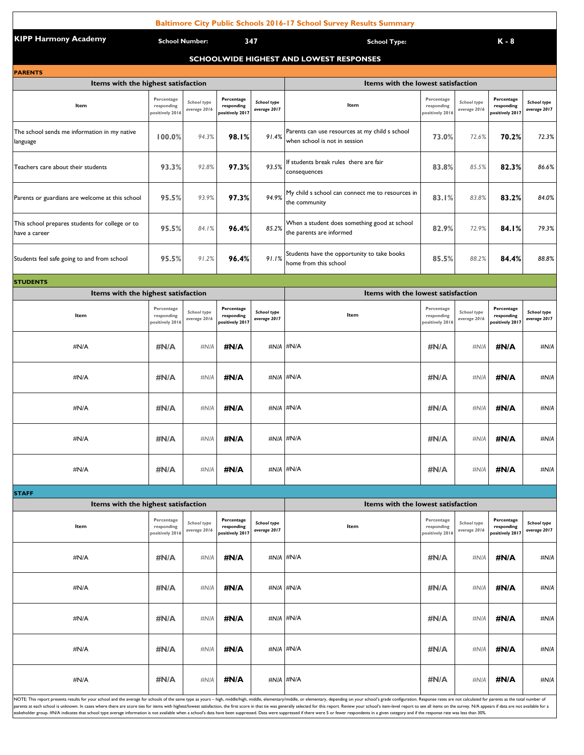# Baltimore City Public Schools 2016-17 School Survey Results Summary

**KIPP Harmony Academy** | **School Number:** 347 | **School Type:** K - 8

## SCHOOLWIDE HIGHEST AND LOWEST RESPONSES

### PARENTS

| Items with the highest satisfaction | | | | | Items with the lowest satisfaction | | | | |
|---|---|---|---|---|---|---|---|---|---|
| Item | Percentage responding positively 2016 | School type average 2016 | Percentage responding positively 2017 | School type average 2017 | Item | Percentage responding positively 2016 | School type average 2016 | Percentage responding positively 2017 | School type average 2017 |
| The school sends me information in my native language | **100.0%** | *94.3%* | **98.1%** | *91.4%* | Parents can use resources at my child s school when school is not in session | **73.0%** | *72.6%* | **70.2%** | *72.3%* |
| Teachers care about their students | **93.3%** | *92.8%* | **97.3%** | *93.5%* | If students break rules there are fair consequences | **83.8%** | *85.5%* | **82.3%** | *86.6%* |
| Parents or guardians are welcome at this school | **95.5%** | *93.9%* | **97.3%** | *94.9%* | My child s school can connect me to resources in the community | **83.1%** | *83.8%* | **83.2%** | *84.0%* |
| This school prepares students for college or to have a career | **95.5%** | *84.1%* | **96.4%** | *85.2%* | When a student does something good at school the parents are informed | **82.9%** | *72.9%* | **84.1%** | *79.3%* |
| Students feel safe going to and from school | **95.5%** | *91.2%* | **96.4%** | *91.1%* | Students have the opportunity to take books home from this school | **85.5%** | *88.2%* | **84.4%** | *88.8%* |

### STUDENTS

| Items with the highest satisfaction | | | | | Items with the lowest satisfaction | | | | |
|---|---|---|---|---|---|---|---|---|---|
| Item | Percentage responding positively 2016 | School type average 2016 | Percentage responding positively 2017 | School type average 2017 | Item | Percentage responding positively 2016 | School type average 2016 | Percentage responding positively 2017 | School type average 2017 |
| #N/A | **#N/A** | *#N/A* | **#N/A** | *#N/A* | #N/A | **#N/A** | *#N/A* | **#N/A** | *#N/A* |
| #N/A | **#N/A** | *#N/A* | **#N/A** | *#N/A* | #N/A | **#N/A** | *#N/A* | **#N/A** | *#N/A* |
| #N/A | **#N/A** | *#N/A* | **#N/A** | *#N/A* | #N/A | **#N/A** | *#N/A* | **#N/A** | *#N/A* |
| #N/A | **#N/A** | *#N/A* | **#N/A** | *#N/A* | #N/A | **#N/A** | *#N/A* | **#N/A** | *#N/A* |
| #N/A | **#N/A** | *#N/A* | **#N/A** | *#N/A* | #N/A | **#N/A** | *#N/A* | **#N/A** | *#N/A* |

### STAFF

| Items with the highest satisfaction | | | | | Items with the lowest satisfaction | | | | |
|---|---|---|---|---|---|---|---|---|---|
| Item | Percentage responding positively 2016 | School type average 2016 | Percentage responding positively 2017 | School type average 2017 | Item | Percentage responding positively 2016 | School type average 2016 | Percentage responding positively 2017 | School type average 2017 |
| #N/A | **#N/A** | *#N/A* | **#N/A** | *#N/A* | #N/A | **#N/A** | *#N/A* | **#N/A** | *#N/A* |
| #N/A | **#N/A** | *#N/A* | **#N/A** | *#N/A* | #N/A | **#N/A** | *#N/A* | **#N/A** | *#N/A* |
| #N/A | **#N/A** | *#N/A* | **#N/A** | *#N/A* | #N/A | **#N/A** | *#N/A* | **#N/A** | *#N/A* |
| #N/A | **#N/A** | *#N/A* | **#N/A** | *#N/A* | #N/A | **#N/A** | *#N/A* | **#N/A** | *#N/A* |
| #N/A | **#N/A** | *#N/A* | **#N/A** | *#N/A* | #N/A | **#N/A** | *#N/A* | **#N/A** | *#N/A* |

NOTE: This report presents results for your school and the average for schools of the same type as yours – high, middle/high, middle, elementary/middle, or elementary, depending on your school's grade configuration. Response rates are not calculated for parents as the total number of parents at each school is unknown. In cases where there are score ties for items with highest/lowest satisfaction, the first score in that tie was generally selected for this report. Review your school's item-level report to see all items on the survey. N/A appears if data are not available for a stakeholder group. #N/A indicates that school type average information is not available when a school's data have been suppressed. Data were suppressed if there were 5 or fewer respondents in a given category and if the response rate was less than 30%.